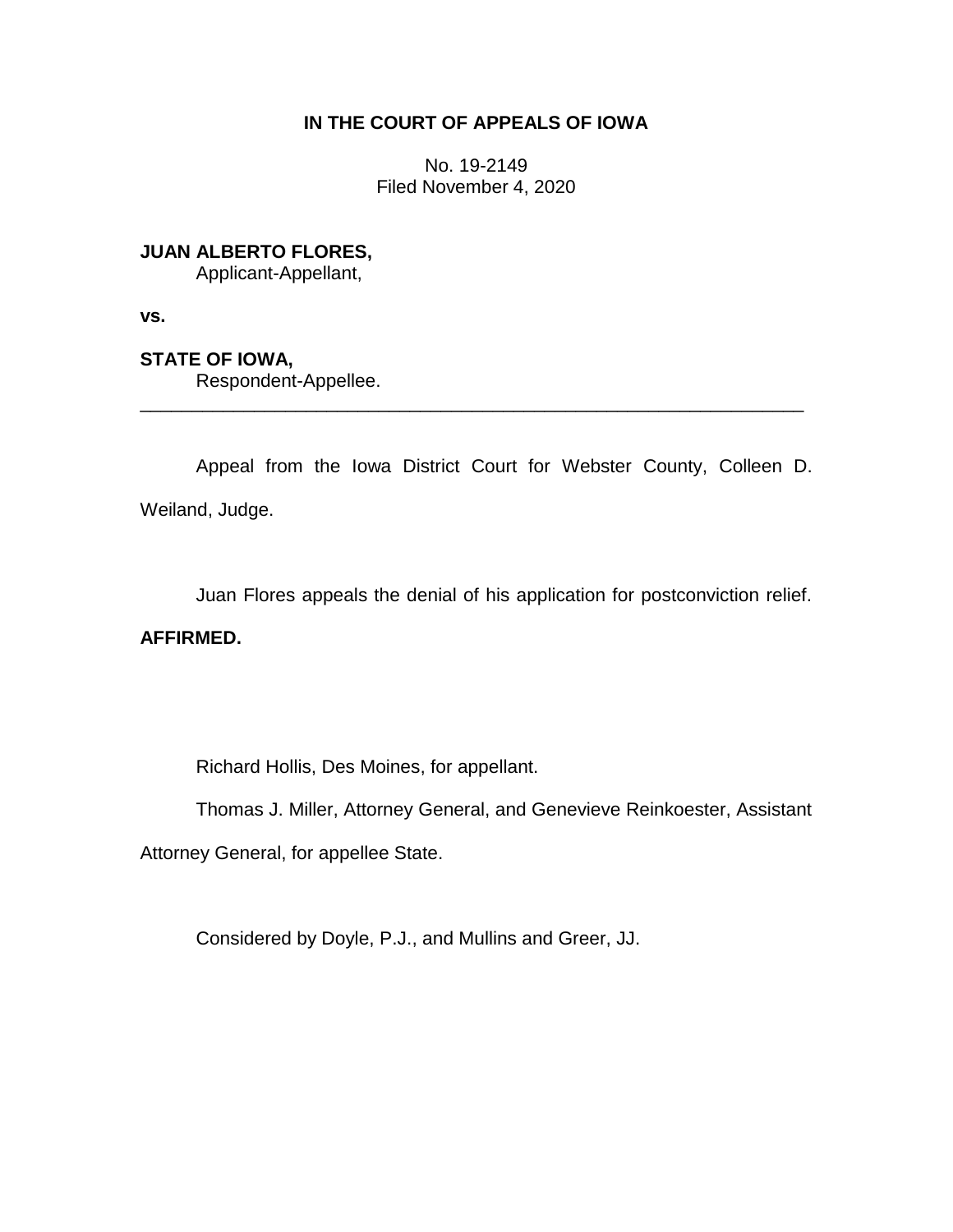**IN THE COURT OF APPEALS OF IOWA**

No. 19-2149
Filed November 4, 2020

**JUAN ALBERTO FLORES,**
Applicant-Appellant,

**vs.**

**STATE OF IOWA,**
Respondent-Appellee.

---

Appeal from the Iowa District Court for Webster County, Colleen D. Weiland, Judge.

Juan Flores appeals the denial of his application for postconviction relief. **AFFIRMED.**

Richard Hollis, Des Moines, for appellant.

Thomas J. Miller, Attorney General, and Genevieve Reinkoester, Assistant Attorney General, for appellee State.

Considered by Doyle, P.J., and Mullins and Greer, JJ.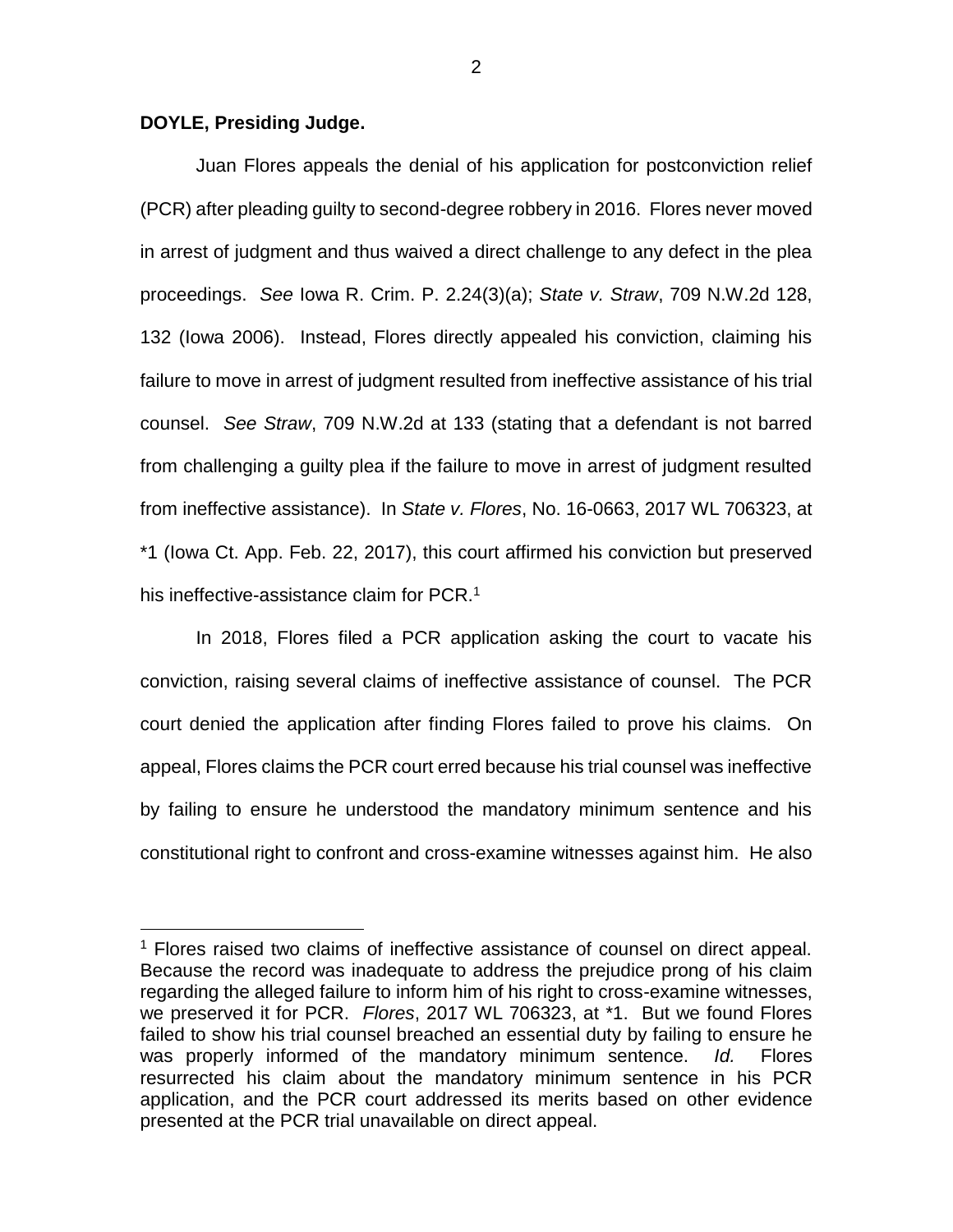**DOYLE, Presiding Judge.**

Juan Flores appeals the denial of his application for postconviction relief (PCR) after pleading guilty to second-degree robbery in 2016. Flores never moved in arrest of judgment and thus waived a direct challenge to any defect in the plea proceedings. *See* Iowa R. Crim. P. 2.24(3)(a); *State v. Straw*, 709 N.W.2d 128, 132 (Iowa 2006). Instead, Flores directly appealed his conviction, claiming his failure to move in arrest of judgment resulted from ineffective assistance of his trial counsel. *See Straw*, 709 N.W.2d at 133 (stating that a defendant is not barred from challenging a guilty plea if the failure to move in arrest of judgment resulted from ineffective assistance). In *State v. Flores*, No. 16-0663, 2017 WL 706323, at *1 (Iowa Ct. App. Feb. 22, 2017), this court affirmed his conviction but preserved his ineffective-assistance claim for PCR.[1]

In 2018, Flores filed a PCR application asking the court to vacate his conviction, raising several claims of ineffective assistance of counsel. The PCR court denied the application after finding Flores failed to prove his claims. On appeal, Flores claims the PCR court erred because his trial counsel was ineffective by failing to ensure he understood the mandatory minimum sentence and his constitutional right to confront and cross-examine witnesses against him. He also

---

[1] Flores raised two claims of ineffective assistance of counsel on direct appeal. Because the record was inadequate to address the prejudice prong of his claim regarding the alleged failure to inform him of his right to cross-examine witnesses, we preserved it for PCR. *Flores*, 2017 WL 706323, at *1. But we found Flores failed to show his trial counsel breached an essential duty by failing to ensure he was properly informed of the mandatory minimum sentence. *Id.* Flores resurrected his claim about the mandatory minimum sentence in his PCR application, and the PCR court addressed its merits based on other evidence presented at the PCR trial unavailable on direct appeal.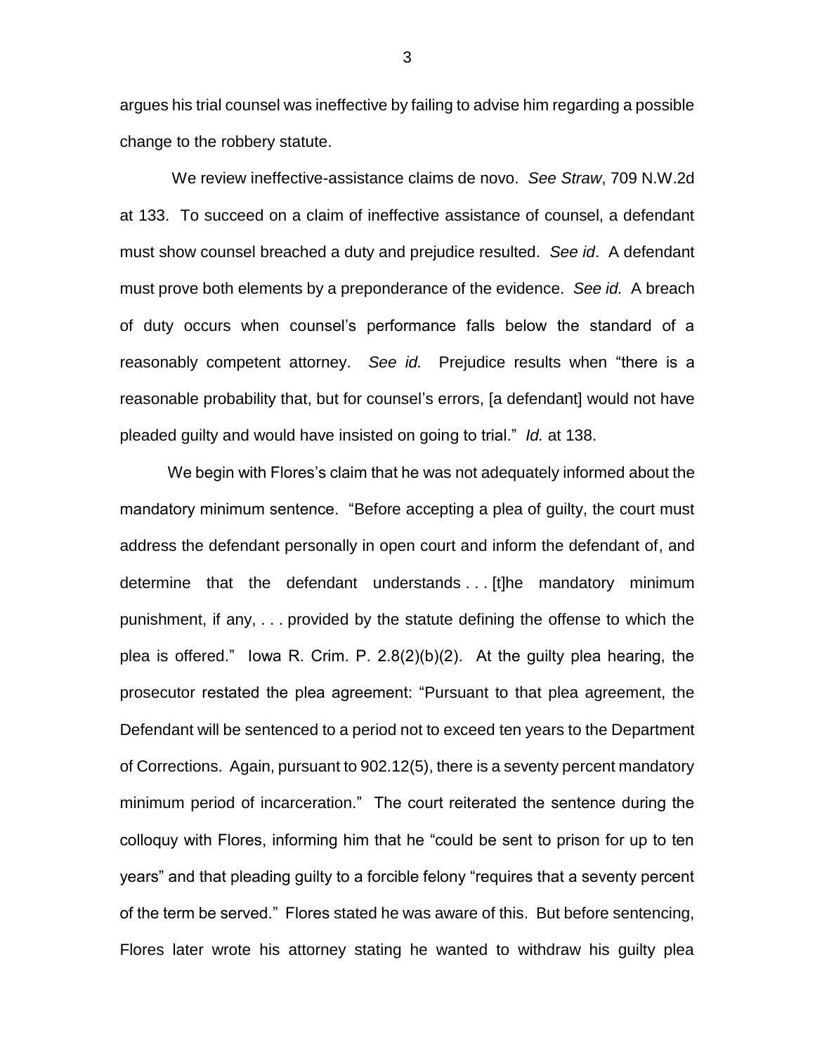argues his trial counsel was ineffective by failing to advise him regarding a possible change to the robbery statute.

We review ineffective-assistance claims de novo. *See Straw*, 709 N.W.2d at 133. To succeed on a claim of ineffective assistance of counsel, a defendant must show counsel breached a duty and prejudice resulted. *See id*. A defendant must prove both elements by a preponderance of the evidence. *See id.* A breach of duty occurs when counsel's performance falls below the standard of a reasonably competent attorney. *See id.* Prejudice results when "there is a reasonable probability that, but for counsel's errors, [a defendant] would not have pleaded guilty and would have insisted on going to trial." *Id.* at 138.

We begin with Flores's claim that he was not adequately informed about the mandatory minimum sentence. "Before accepting a plea of guilty, the court must address the defendant personally in open court and inform the defendant of, and determine that the defendant understands . . . [t]he mandatory minimum punishment, if any, . . . provided by the statute defining the offense to which the plea is offered." Iowa R. Crim. P. 2.8(2)(b)(2). At the guilty plea hearing, the prosecutor restated the plea agreement: "Pursuant to that plea agreement, the Defendant will be sentenced to a period not to exceed ten years to the Department of Corrections. Again, pursuant to 902.12(5), there is a seventy percent mandatory minimum period of incarceration." The court reiterated the sentence during the colloquy with Flores, informing him that he "could be sent to prison for up to ten years" and that pleading guilty to a forcible felony "requires that a seventy percent of the term be served." Flores stated he was aware of this. But before sentencing, Flores later wrote his attorney stating he wanted to withdraw his guilty plea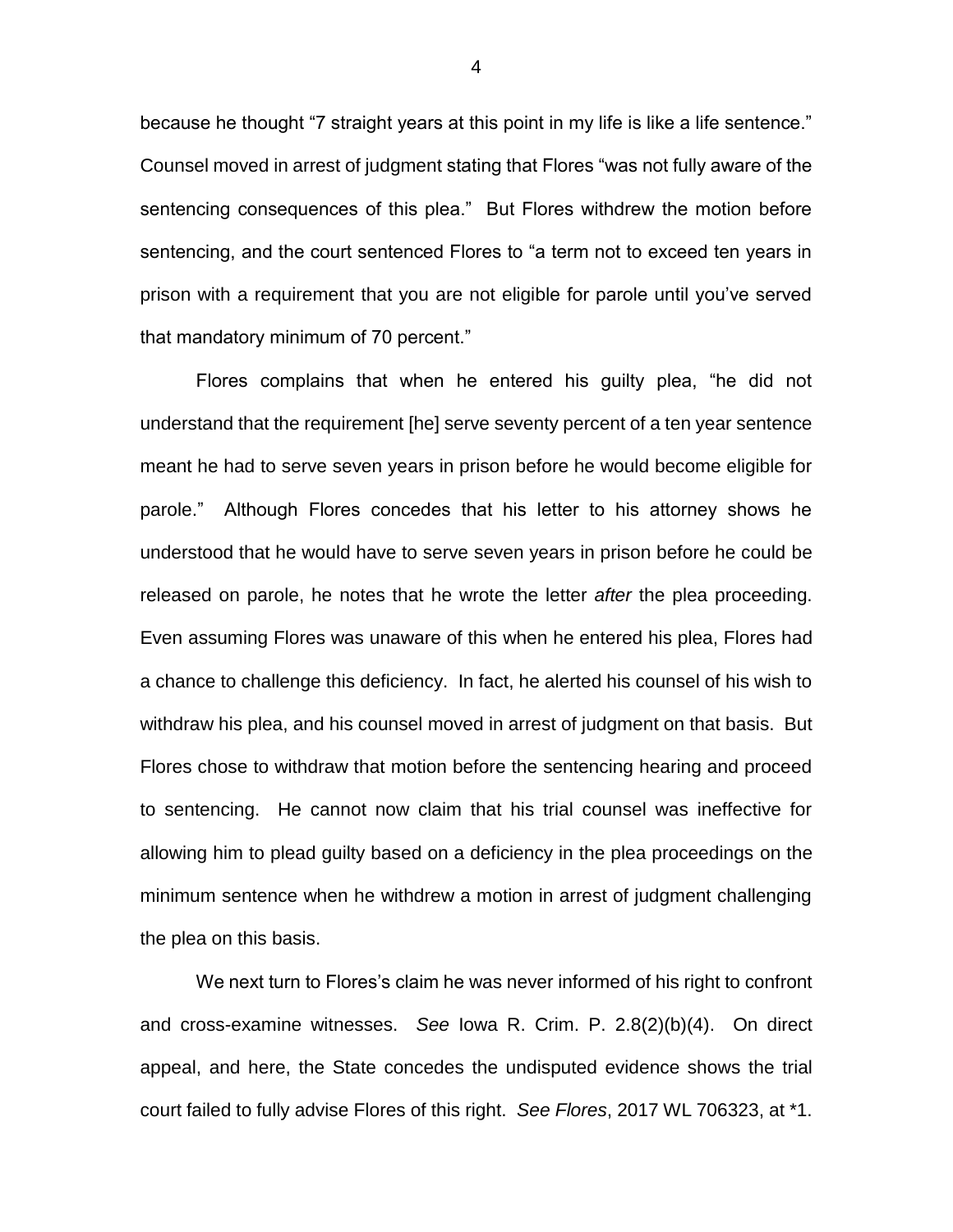because he thought "7 straight years at this point in my life is like a life sentence." Counsel moved in arrest of judgment stating that Flores "was not fully aware of the sentencing consequences of this plea." But Flores withdrew the motion before sentencing, and the court sentenced Flores to "a term not to exceed ten years in prison with a requirement that you are not eligible for parole until you've served that mandatory minimum of 70 percent."

Flores complains that when he entered his guilty plea, "he did not understand that the requirement [he] serve seventy percent of a ten year sentence meant he had to serve seven years in prison before he would become eligible for parole." Although Flores concedes that his letter to his attorney shows he understood that he would have to serve seven years in prison before he could be released on parole, he notes that he wrote the letter *after* the plea proceeding. Even assuming Flores was unaware of this when he entered his plea, Flores had a chance to challenge this deficiency. In fact, he alerted his counsel of his wish to withdraw his plea, and his counsel moved in arrest of judgment on that basis. But Flores chose to withdraw that motion before the sentencing hearing and proceed to sentencing. He cannot now claim that his trial counsel was ineffective for allowing him to plead guilty based on a deficiency in the plea proceedings on the minimum sentence when he withdrew a motion in arrest of judgment challenging the plea on this basis.

We next turn to Flores's claim he was never informed of his right to confront and cross-examine witnesses. *See* Iowa R. Crim. P. 2.8(2)(b)(4). On direct appeal, and here, the State concedes the undisputed evidence shows the trial court failed to fully advise Flores of this right. *See Flores*, 2017 WL 706323, at *1.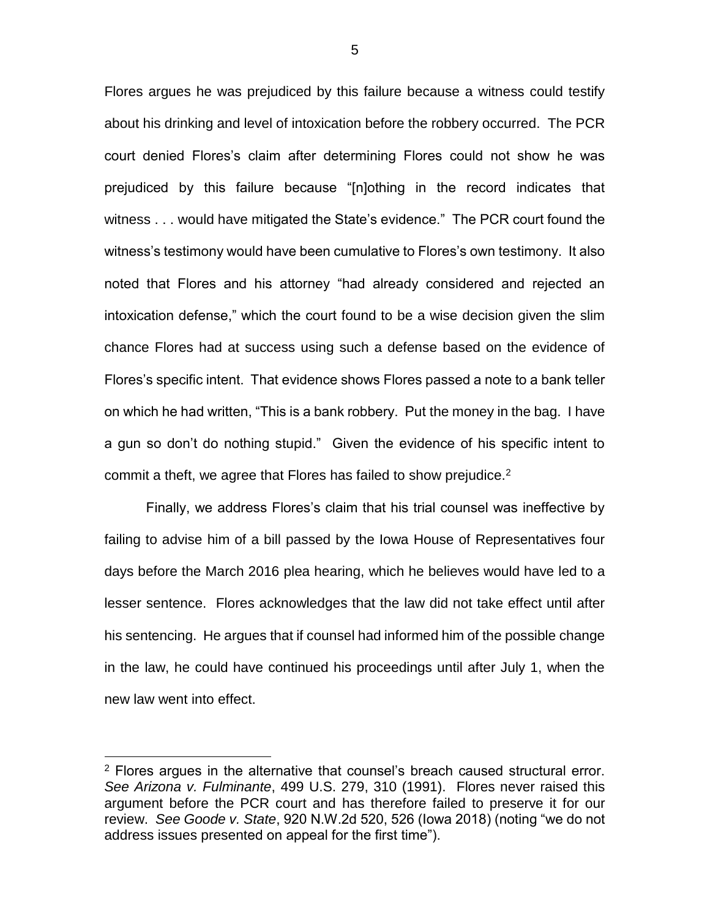Flores argues he was prejudiced by this failure because a witness could testify about his drinking and level of intoxication before the robbery occurred. The PCR court denied Flores's claim after determining Flores could not show he was prejudiced by this failure because "[n]othing in the record indicates that witness . . . would have mitigated the State's evidence." The PCR court found the witness's testimony would have been cumulative to Flores's own testimony. It also noted that Flores and his attorney "had already considered and rejected an intoxication defense," which the court found to be a wise decision given the slim chance Flores had at success using such a defense based on the evidence of Flores's specific intent. That evidence shows Flores passed a note to a bank teller on which he had written, "This is a bank robbery. Put the money in the bag. I have a gun so don't do nothing stupid." Given the evidence of his specific intent to commit a theft, we agree that Flores has failed to show prejudice.[2]

Finally, we address Flores's claim that his trial counsel was ineffective by failing to advise him of a bill passed by the Iowa House of Representatives four days before the March 2016 plea hearing, which he believes would have led to a lesser sentence. Flores acknowledges that the law did not take effect until after his sentencing. He argues that if counsel had informed him of the possible change in the law, he could have continued his proceedings until after July 1, when the new law went into effect.

---

[2] Flores argues in the alternative that counsel's breach caused structural error. *See Arizona v. Fulminante*, 499 U.S. 279, 310 (1991). Flores never raised this argument before the PCR court and has therefore failed to preserve it for our review. *See Goode v. State*, 920 N.W.2d 520, 526 (Iowa 2018) (noting "we do not address issues presented on appeal for the first time").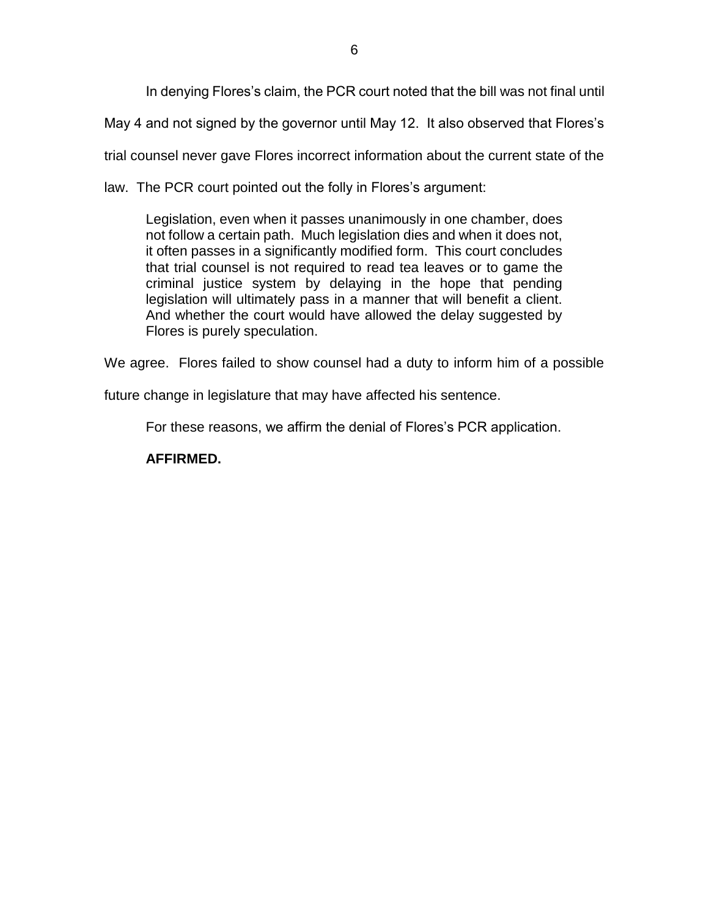In denying Flores's claim, the PCR court noted that the bill was not final until May 4 and not signed by the governor until May 12. It also observed that Flores's trial counsel never gave Flores incorrect information about the current state of the law. The PCR court pointed out the folly in Flores's argument:

> Legislation, even when it passes unanimously in one chamber, does not follow a certain path. Much legislation dies and when it does not, it often passes in a significantly modified form. This court concludes that trial counsel is not required to read tea leaves or to game the criminal justice system by delaying in the hope that pending legislation will ultimately pass in a manner that will benefit a client. And whether the court would have allowed the delay suggested by Flores is purely speculation.

We agree. Flores failed to show counsel had a duty to inform him of a possible future change in legislature that may have affected his sentence.

For these reasons, we affirm the denial of Flores's PCR application.

**AFFIRMED.**